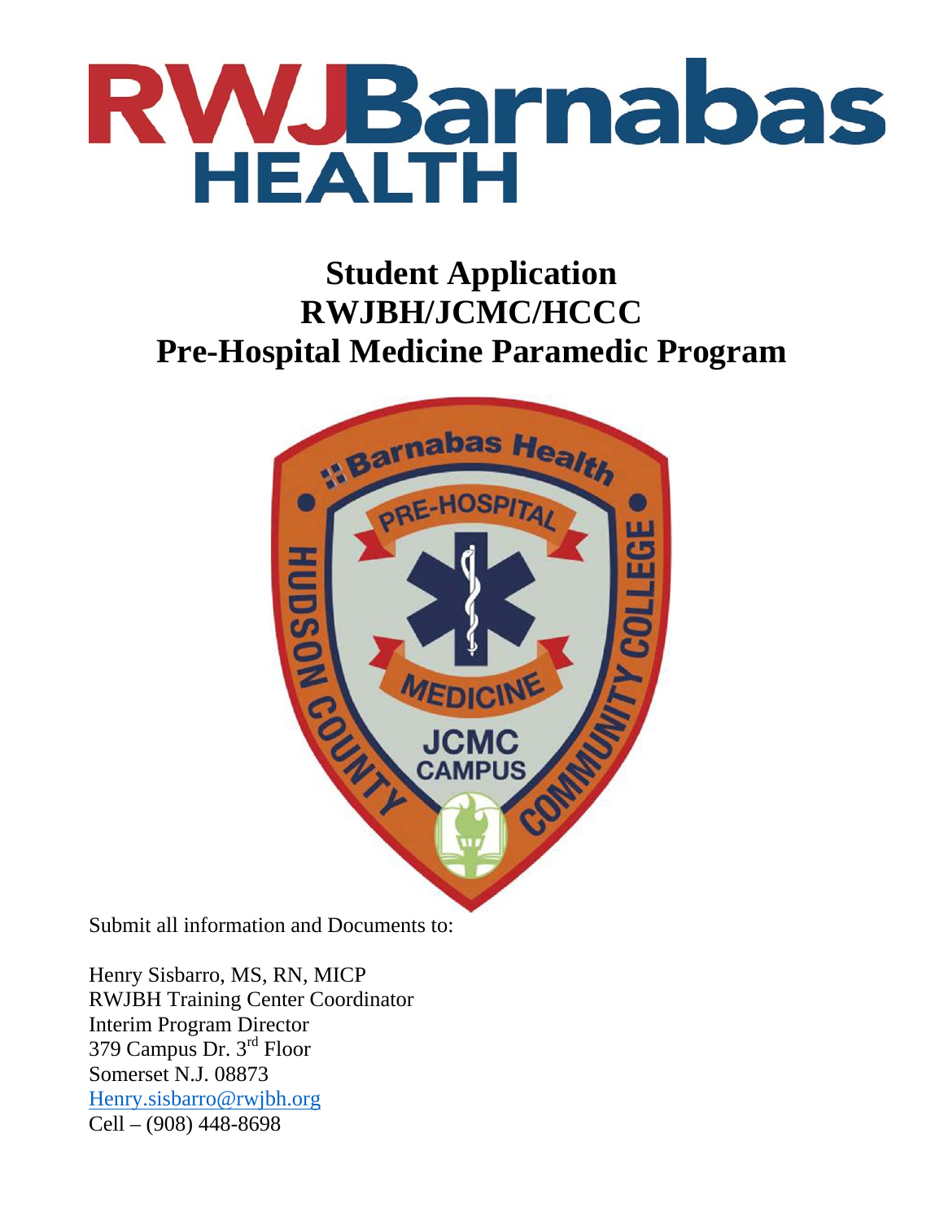RWJBarnabas HEALTH

# Student Application
# RWJBH/JCMC/HCCC
# Pre-Hospital Medicine Paramedic Program

Submit all information and Documents to:

Henry Sisbarro, MS, RN, MICP
RWJBH Training Center Coordinator
Interim Program Director
379 Campus Dr. 3rd Floor
Somerset N.J. 08873
Henry.sisbarro@rwjbh.org
Cell – (908) 448-8698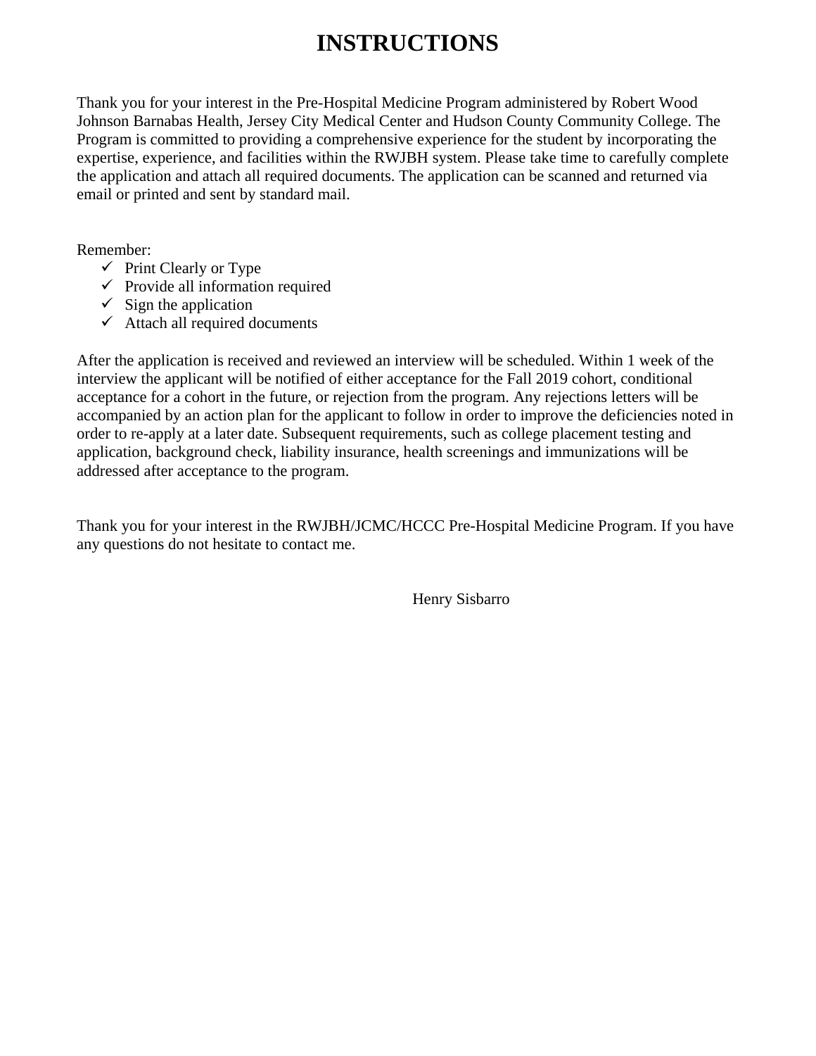# INSTRUCTIONS

Thank you for your interest in the Pre-Hospital Medicine Program administered by Robert Wood Johnson Barnabas Health, Jersey City Medical Center and Hudson County Community College. The Program is committed to providing a comprehensive experience for the student by incorporating the expertise, experience, and facilities within the RWJBH system. Please take time to carefully complete the application and attach all required documents. The application can be scanned and returned via email or printed and sent by standard mail.

Remember:

- ✓ Print Clearly or Type
- ✓ Provide all information required
- ✓ Sign the application
- ✓ Attach all required documents

After the application is received and reviewed an interview will be scheduled. Within 1 week of the interview the applicant will be notified of either acceptance for the Fall 2019 cohort, conditional acceptance for a cohort in the future, or rejection from the program. Any rejections letters will be accompanied by an action plan for the applicant to follow in order to improve the deficiencies noted in order to re-apply at a later date. Subsequent requirements, such as college placement testing and application, background check, liability insurance, health screenings and immunizations will be addressed after acceptance to the program.

Thank you for your interest in the RWJBH/JCMC/HCCC Pre-Hospital Medicine Program. If you have any questions do not hesitate to contact me.

Henry Sisbarro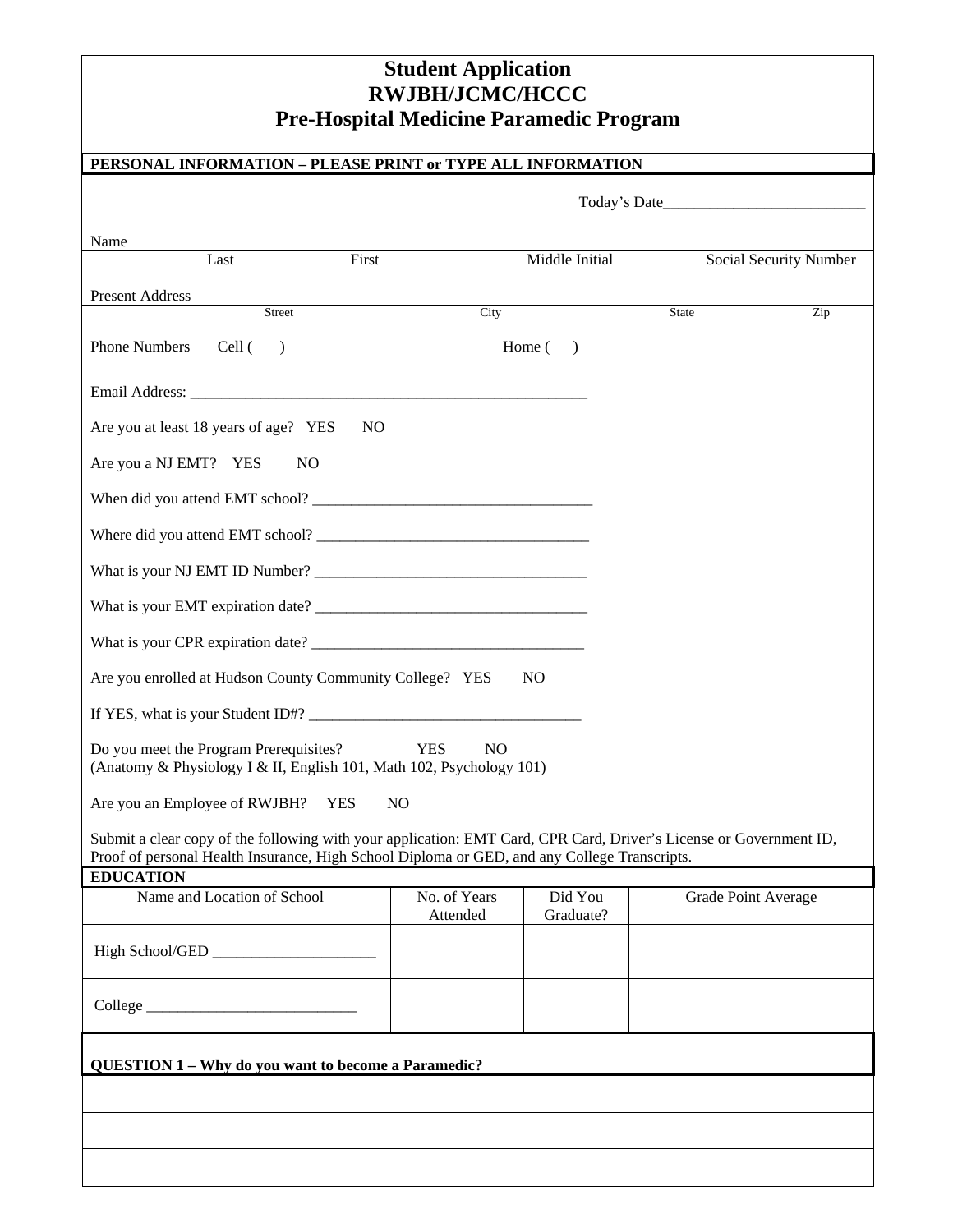# Student Application
# RWJBH/JCMC/HCCC
# Pre-Hospital Medicine Paramedic Program

**PERSONAL INFORMATION – PLEASE PRINT or TYPE ALL INFORMATION**

Today's Date__________________________

Name

| Last | First | Middle Initial | Social Security Number |
|---|---|---|---|

Present Address

| Street | City | State | Zip |
|---|---|---|---|

Phone Numbers Cell ( ) Home ( )

Email Address: ____________________________________________________

Are you at least 18 years of age? YES NO

Are you a NJ EMT? YES NO

When did you attend EMT school? ____________________________________

Where did you attend EMT school? ___________________________________

What is your NJ EMT ID Number? ___________________________________

What is your EMT expiration date? ___________________________________

What is your CPR expiration date? ___________________________________

Are you enrolled at Hudson County Community College? YES NO

If YES, what is your Student ID#? ___________________________________

Do you meet the Program Prerequisites? YES NO
(Anatomy & Physiology I & II, English 101, Math 102, Psychology 101)

Are you an Employee of RWJBH? YES NO

Submit a clear copy of the following with your application: EMT Card, CPR Card, Driver's License or Government ID, Proof of personal Health Insurance, High School Diploma or GED, and any College Transcripts.

**EDUCATION**

| Name and Location of School | No. of Years Attended | Did You Graduate? | Grade Point Average |
|---|---|---|---|
| High School/GED _____________________ | | | |
| College ___________________________ | | | |

**QUESTION 1 – Why do you want to become a Paramedic?**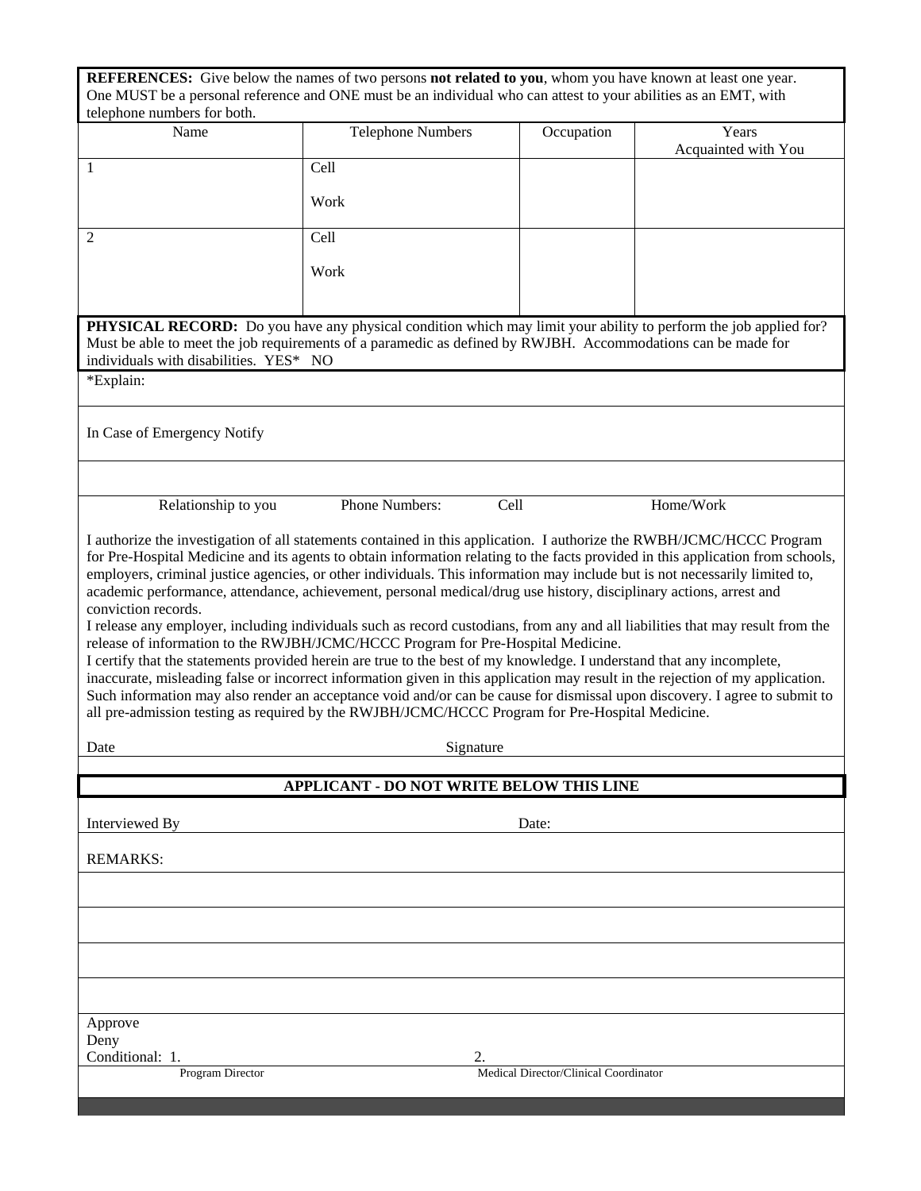**REFERENCES:** Give below the names of two persons **not related to you**, whom you have known at least one year. One MUST be a personal reference and ONE must be an individual who can attest to your abilities as an EMT, with telephone numbers for both.

| Name | Telephone Numbers | Occupation | Years Acquainted with You |
|---|---|---|---|
| 1 | Cell<br><br>Work | | |
| 2 | Cell<br><br>Work | | |

**PHYSICAL RECORD:** Do you have any physical condition which may limit your ability to perform the job applied for? Must be able to meet the job requirements of a paramedic as defined by RWJBH. Accommodations can be made for individuals with disabilities. YES* NO

*Explain:

In Case of Emergency Notify

Relationship to you Phone Numbers: Cell Home/Work

I authorize the investigation of all statements contained in this application. I authorize the RWBH/JCMC/HCCC Program for Pre-Hospital Medicine and its agents to obtain information relating to the facts provided in this application from schools, employers, criminal justice agencies, or other individuals. This information may include but is not necessarily limited to, academic performance, attendance, achievement, personal medical/drug use history, disciplinary actions, arrest and conviction records.
I release any employer, including individuals such as record custodians, from any and all liabilities that may result from the release of information to the RWJBH/JCMC/HCCC Program for Pre-Hospital Medicine.
I certify that the statements provided herein are true to the best of my knowledge. I understand that any incomplete, inaccurate, misleading false or incorrect information given in this application may result in the rejection of my application. Such information may also render an acceptance void and/or can be cause for dismissal upon discovery. I agree to submit to all pre-admission testing as required by the RWJBH/JCMC/HCCC Program for Pre-Hospital Medicine.

Date Signature

**APPLICANT - DO NOT WRITE BELOW THIS LINE**

Interviewed By Date:

REMARKS:

Approve
Deny
Conditional: 1. 2.

Program Director Medical Director/Clinical Coordinator